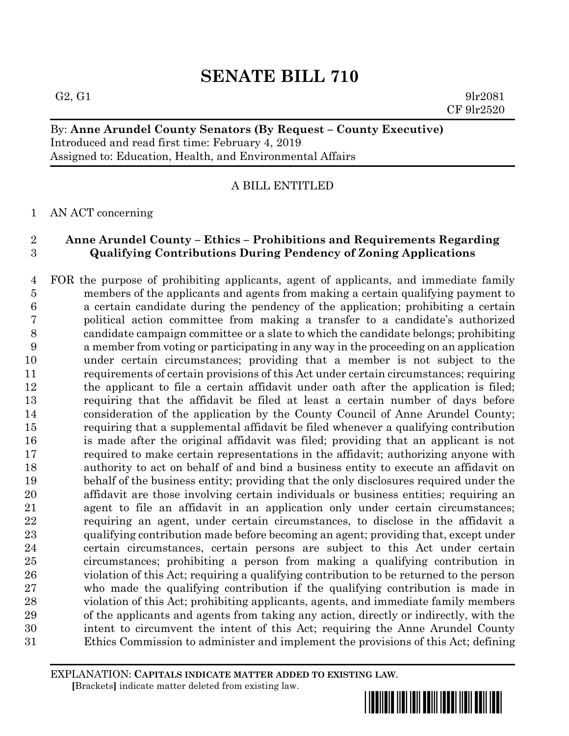# SENATE BILL 710

G2, G1 9lr2081
CF 9lr2520

By: **Anne Arundel County Senators (By Request – County Executive)**
Introduced and read first time: February 4, 2019
Assigned to: Education, Health, and Environmental Affairs

A BILL ENTITLED

1 AN ACT concerning

2 **Anne Arundel County – Ethics – Prohibitions and Requirements Regarding**
3 **Qualifying Contributions During Pendency of Zoning Applications**

4 FOR the purpose of prohibiting applicants, agent of applicants, and immediate family
5 members of the applicants and agents from making a certain qualifying payment to
6 a certain candidate during the pendency of the application; prohibiting a certain
7 political action committee from making a transfer to a candidate's authorized
8 candidate campaign committee or a slate to which the candidate belongs; prohibiting
9 a member from voting or participating in any way in the proceeding on an application
10 under certain circumstances; providing that a member is not subject to the
11 requirements of certain provisions of this Act under certain circumstances; requiring
12 the applicant to file a certain affidavit under oath after the application is filed;
13 requiring that the affidavit be filed at least a certain number of days before
14 consideration of the application by the County Council of Anne Arundel County;
15 requiring that a supplemental affidavit be filed whenever a qualifying contribution
16 is made after the original affidavit was filed; providing that an applicant is not
17 required to make certain representations in the affidavit; authorizing anyone with
18 authority to act on behalf of and bind a business entity to execute an affidavit on
19 behalf of the business entity; providing that the only disclosures required under the
20 affidavit are those involving certain individuals or business entities; requiring an
21 agent to file an affidavit in an application only under certain circumstances;
22 requiring an agent, under certain circumstances, to disclose in the affidavit a
23 qualifying contribution made before becoming an agent; providing that, except under
24 certain circumstances, certain persons are subject to this Act under certain
25 circumstances; prohibiting a person from making a qualifying contribution in
26 violation of this Act; requiring a qualifying contribution to be returned to the person
27 who made the qualifying contribution if the qualifying contribution is made in
28 violation of this Act; prohibiting applicants, agents, and immediate family members
29 of the applicants and agents from taking any action, directly or indirectly, with the
30 intent to circumvent the intent of this Act; requiring the Anne Arundel County
31 Ethics Commission to administer and implement the provisions of this Act; defining

EXPLANATION: **CAPITALS INDICATE MATTER ADDED TO EXISTING LAW**.
**[**Brackets**]** indicate matter deleted from existing law.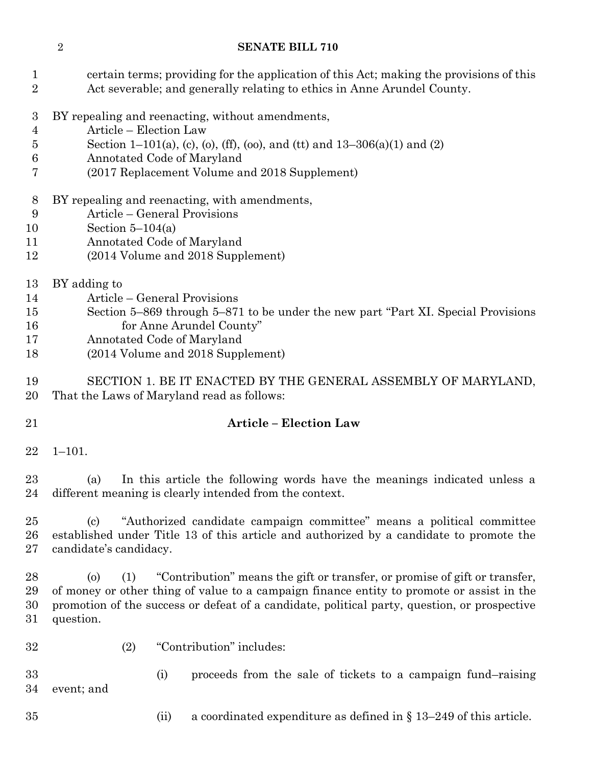certain terms; providing for the application of this Act; making the provisions of this Act severable; and generally relating to ethics in Anne Arundel County.

BY repealing and reenacting, without amendments,
Article – Election Law
Section 1–101(a), (c), (o), (ff), (oo), and (tt) and 13–306(a)(1) and (2)
Annotated Code of Maryland
(2017 Replacement Volume and 2018 Supplement)

BY repealing and reenacting, with amendments,
Article – General Provisions
Section 5–104(a)
Annotated Code of Maryland
(2014 Volume and 2018 Supplement)

BY adding to
Article – General Provisions
Section 5–869 through 5–871 to be under the new part "Part XI. Special Provisions for Anne Arundel County"
Annotated Code of Maryland
(2014 Volume and 2018 Supplement)

SECTION 1. BE IT ENACTED BY THE GENERAL ASSEMBLY OF MARYLAND, That the Laws of Maryland read as follows:

**Article – Election Law**

1–101.

(a) In this article the following words have the meanings indicated unless a different meaning is clearly intended from the context.

(c) "Authorized candidate campaign committee" means a political committee established under Title 13 of this article and authorized by a candidate to promote the candidate's candidacy.

(o) (1) "Contribution" means the gift or transfer, or promise of gift or transfer, of money or other thing of value to a campaign finance entity to promote or assist in the promotion of the success or defeat of a candidate, political party, question, or prospective question.

(2) "Contribution" includes:

(i) proceeds from the sale of tickets to a campaign fund–raising event; and

(ii) a coordinated expenditure as defined in § 13–249 of this article.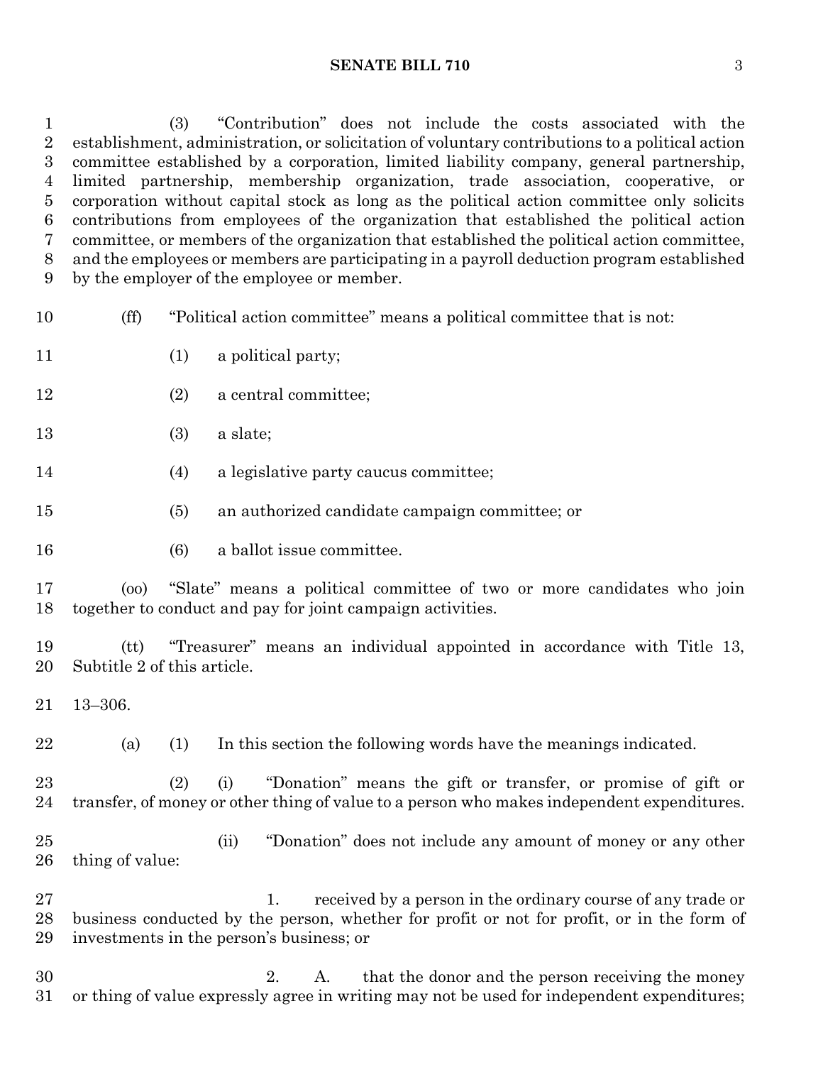(3) "Contribution" does not include the costs associated with the establishment, administration, or solicitation of voluntary contributions to a political action committee established by a corporation, limited liability company, general partnership, limited partnership, membership organization, trade association, cooperative, or corporation without capital stock as long as the political action committee only solicits contributions from employees of the organization that established the political action committee, or members of the organization that established the political action committee, and the employees or members are participating in a payroll deduction program established by the employer of the employee or member.

(ff) "Political action committee" means a political committee that is not:

(1) a political party;

(2) a central committee;

(3) a slate;

(4) a legislative party caucus committee;

(5) an authorized candidate campaign committee; or

(6) a ballot issue committee.

(oo) "Slate" means a political committee of two or more candidates who join together to conduct and pay for joint campaign activities.

(tt) "Treasurer" means an individual appointed in accordance with Title 13, Subtitle 2 of this article.

13–306.

(a) (1) In this section the following words have the meanings indicated.

(2) (i) "Donation" means the gift or transfer, or promise of gift or transfer, of money or other thing of value to a person who makes independent expenditures.

(ii) "Donation" does not include any amount of money or any other thing of value:

1. received by a person in the ordinary course of any trade or business conducted by the person, whether for profit or not for profit, or in the form of investments in the person's business; or

2. A. that the donor and the person receiving the money or thing of value expressly agree in writing may not be used for independent expenditures;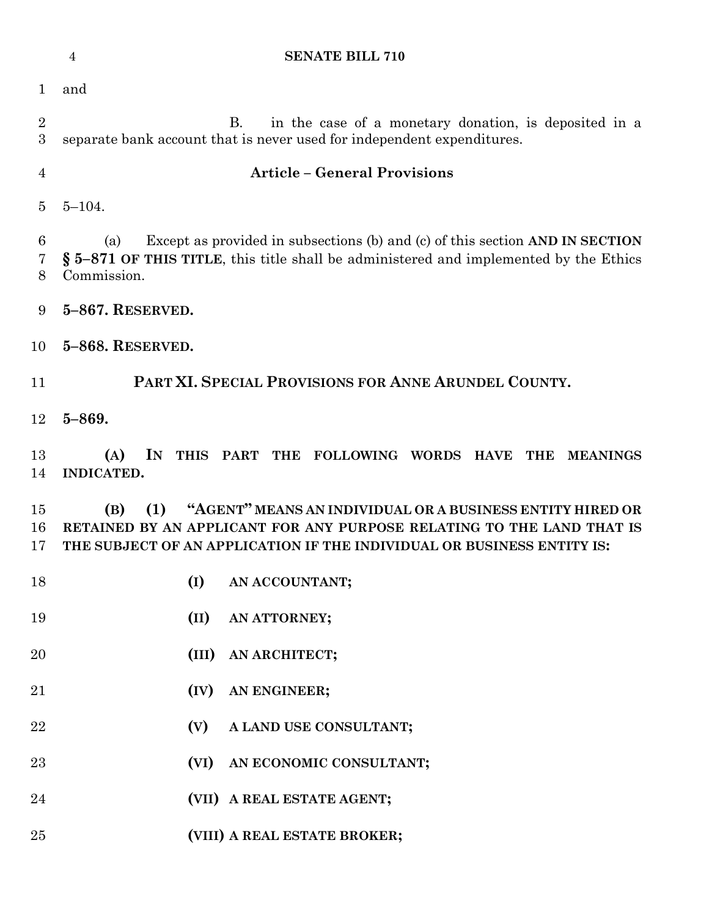and

B. in the case of a monetary donation, is deposited in a separate bank account that is never used for independent expenditures.

## Article – General Provisions

5–104.

(a) Except as provided in subsections (b) and (c) of this section **AND IN SECTION § 5–871 OF THIS TITLE**, this title shall be administered and implemented by the Ethics Commission.

**5–867. RESERVED.**

**5–868. RESERVED.**

## PART XI. SPECIAL PROVISIONS FOR ANNE ARUNDEL COUNTY.

**5–869.**

**(A) IN THIS PART THE FOLLOWING WORDS HAVE THE MEANINGS INDICATED.**

**(B) (1) "AGENT" MEANS AN INDIVIDUAL OR A BUSINESS ENTITY HIRED OR RETAINED BY AN APPLICANT FOR ANY PURPOSE RELATING TO THE LAND THAT IS THE SUBJECT OF AN APPLICATION IF THE INDIVIDUAL OR BUSINESS ENTITY IS:**

**(I) AN ACCOUNTANT;**

**(II) AN ATTORNEY;**

**(III) AN ARCHITECT;**

**(IV) AN ENGINEER;**

**(V) A LAND USE CONSULTANT;**

**(VI) AN ECONOMIC CONSULTANT;**

**(VII) A REAL ESTATE AGENT;**

**(VIII) A REAL ESTATE BROKER;**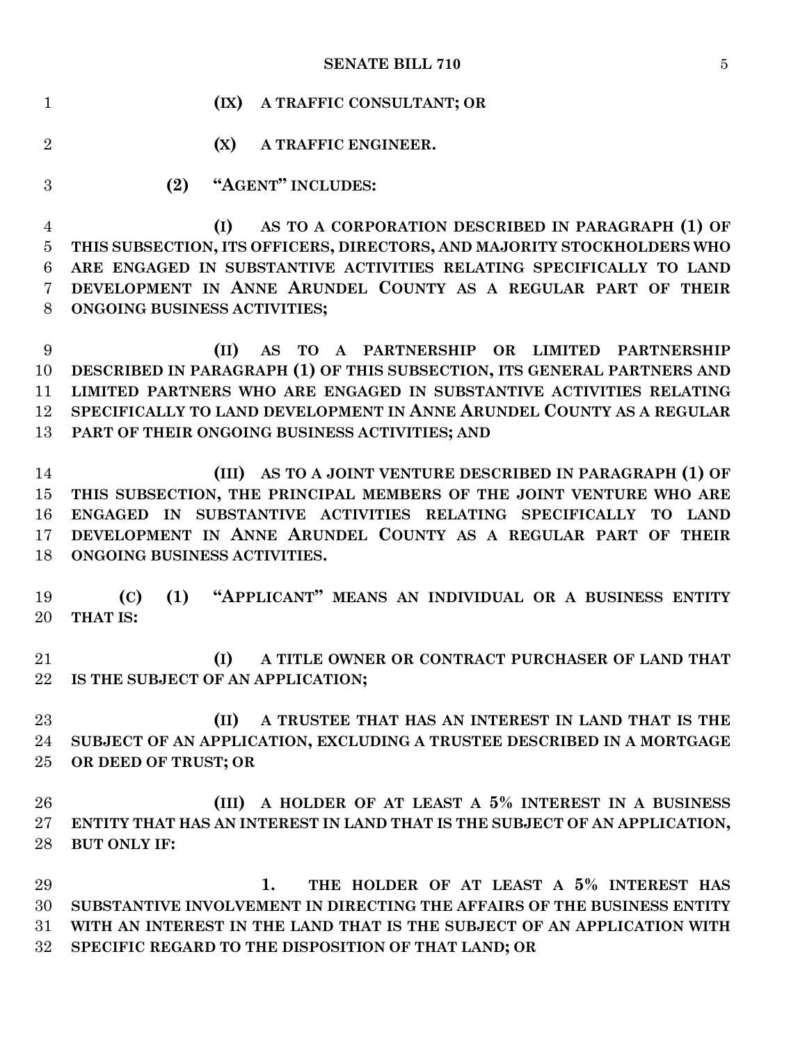**(IX) A TRAFFIC CONSULTANT; OR**

**(X) A TRAFFIC ENGINEER.**

**(2) "AGENT" INCLUDES:**

**(I) AS TO A CORPORATION DESCRIBED IN PARAGRAPH (1) OF THIS SUBSECTION, ITS OFFICERS, DIRECTORS, AND MAJORITY STOCKHOLDERS WHO ARE ENGAGED IN SUBSTANTIVE ACTIVITIES RELATING SPECIFICALLY TO LAND DEVELOPMENT IN ANNE ARUNDEL COUNTY AS A REGULAR PART OF THEIR ONGOING BUSINESS ACTIVITIES;**

**(II) AS TO A PARTNERSHIP OR LIMITED PARTNERSHIP DESCRIBED IN PARAGRAPH (1) OF THIS SUBSECTION, ITS GENERAL PARTNERS AND LIMITED PARTNERS WHO ARE ENGAGED IN SUBSTANTIVE ACTIVITIES RELATING SPECIFICALLY TO LAND DEVELOPMENT IN ANNE ARUNDEL COUNTY AS A REGULAR PART OF THEIR ONGOING BUSINESS ACTIVITIES; AND**

**(III) AS TO A JOINT VENTURE DESCRIBED IN PARAGRAPH (1) OF THIS SUBSECTION, THE PRINCIPAL MEMBERS OF THE JOINT VENTURE WHO ARE ENGAGED IN SUBSTANTIVE ACTIVITIES RELATING SPECIFICALLY TO LAND DEVELOPMENT IN ANNE ARUNDEL COUNTY AS A REGULAR PART OF THEIR ONGOING BUSINESS ACTIVITIES.**

**(C) (1) "APPLICANT" MEANS AN INDIVIDUAL OR A BUSINESS ENTITY THAT IS:**

**(I) A TITLE OWNER OR CONTRACT PURCHASER OF LAND THAT IS THE SUBJECT OF AN APPLICATION;**

**(II) A TRUSTEE THAT HAS AN INTEREST IN LAND THAT IS THE SUBJECT OF AN APPLICATION, EXCLUDING A TRUSTEE DESCRIBED IN A MORTGAGE OR DEED OF TRUST; OR**

**(III) A HOLDER OF AT LEAST A 5% INTEREST IN A BUSINESS ENTITY THAT HAS AN INTEREST IN LAND THAT IS THE SUBJECT OF AN APPLICATION, BUT ONLY IF:**

**1. THE HOLDER OF AT LEAST A 5% INTEREST HAS SUBSTANTIVE INVOLVEMENT IN DIRECTING THE AFFAIRS OF THE BUSINESS ENTITY WITH AN INTEREST IN THE LAND THAT IS THE SUBJECT OF AN APPLICATION WITH SPECIFIC REGARD TO THE DISPOSITION OF THAT LAND; OR**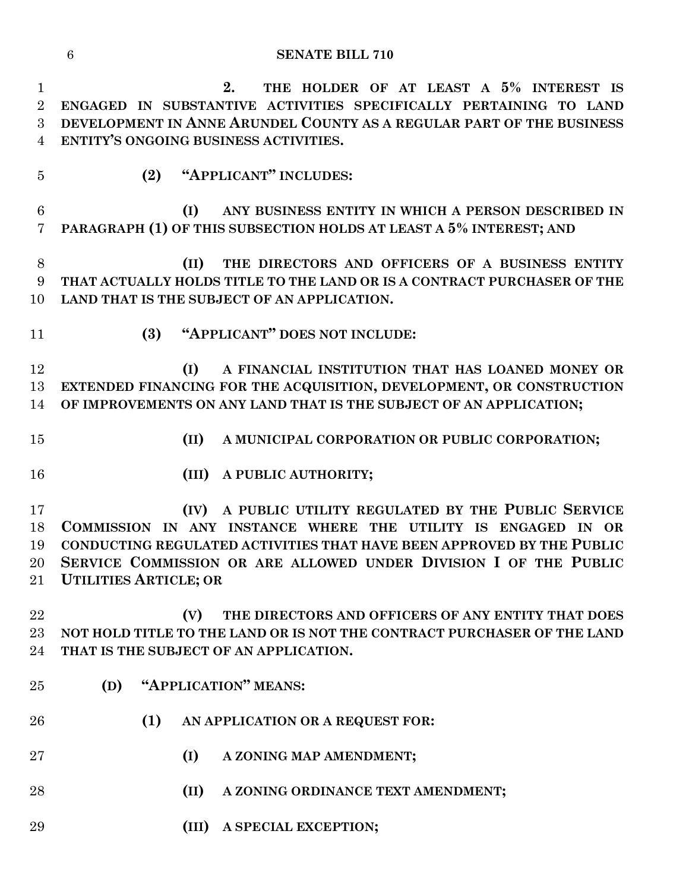2. THE HOLDER OF AT LEAST A 5% INTEREST IS ENGAGED IN SUBSTANTIVE ACTIVITIES SPECIFICALLY PERTAINING TO LAND DEVELOPMENT IN ANNE ARUNDEL COUNTY AS A REGULAR PART OF THE BUSINESS ENTITY'S ONGOING BUSINESS ACTIVITIES.

(2) "APPLICANT" INCLUDES:

(I) ANY BUSINESS ENTITY IN WHICH A PERSON DESCRIBED IN PARAGRAPH (1) OF THIS SUBSECTION HOLDS AT LEAST A 5% INTEREST; AND

(II) THE DIRECTORS AND OFFICERS OF A BUSINESS ENTITY THAT ACTUALLY HOLDS TITLE TO THE LAND OR IS A CONTRACT PURCHASER OF THE LAND THAT IS THE SUBJECT OF AN APPLICATION.

(3) "APPLICANT" DOES NOT INCLUDE:

(I) A FINANCIAL INSTITUTION THAT HAS LOANED MONEY OR EXTENDED FINANCING FOR THE ACQUISITION, DEVELOPMENT, OR CONSTRUCTION OF IMPROVEMENTS ON ANY LAND THAT IS THE SUBJECT OF AN APPLICATION;

(II) A MUNICIPAL CORPORATION OR PUBLIC CORPORATION;

(III) A PUBLIC AUTHORITY;

(IV) A PUBLIC UTILITY REGULATED BY THE PUBLIC SERVICE COMMISSION IN ANY INSTANCE WHERE THE UTILITY IS ENGAGED IN OR CONDUCTING REGULATED ACTIVITIES THAT HAVE BEEN APPROVED BY THE PUBLIC SERVICE COMMISSION OR ARE ALLOWED UNDER DIVISION I OF THE PUBLIC UTILITIES ARTICLE; OR

(V) THE DIRECTORS AND OFFICERS OF ANY ENTITY THAT DOES NOT HOLD TITLE TO THE LAND OR IS NOT THE CONTRACT PURCHASER OF THE LAND THAT IS THE SUBJECT OF AN APPLICATION.

(D) "APPLICATION" MEANS:

(1) AN APPLICATION OR A REQUEST FOR:

(I) A ZONING MAP AMENDMENT;

(II) A ZONING ORDINANCE TEXT AMENDMENT;

(III) A SPECIAL EXCEPTION;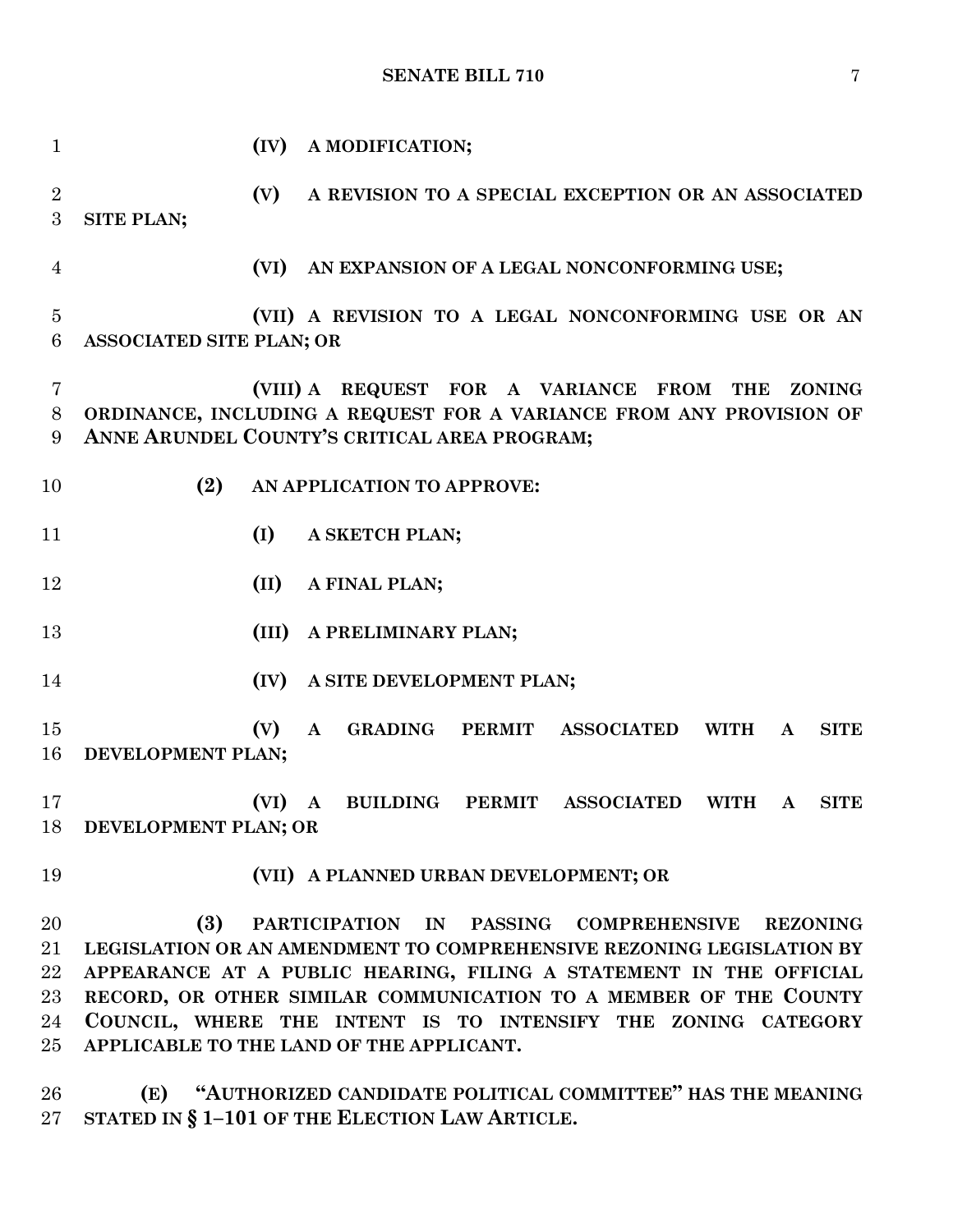**(IV) A MODIFICATION;**

**(V) A REVISION TO A SPECIAL EXCEPTION OR AN ASSOCIATED SITE PLAN;**

**(VI) AN EXPANSION OF A LEGAL NONCONFORMING USE;**

**(VII) A REVISION TO A LEGAL NONCONFORMING USE OR AN ASSOCIATED SITE PLAN; OR**

**(VIII) A REQUEST FOR A VARIANCE FROM THE ZONING ORDINANCE, INCLUDING A REQUEST FOR A VARIANCE FROM ANY PROVISION OF ANNE ARUNDEL COUNTY'S CRITICAL AREA PROGRAM;**

**(2) AN APPLICATION TO APPROVE:**

**(I) A SKETCH PLAN;**

**(II) A FINAL PLAN;**

**(III) A PRELIMINARY PLAN;**

**(IV) A SITE DEVELOPMENT PLAN;**

**(V) A GRADING PERMIT ASSOCIATED WITH A SITE DEVELOPMENT PLAN;**

**(VI) A BUILDING PERMIT ASSOCIATED WITH A SITE DEVELOPMENT PLAN; OR**

**(VII) A PLANNED URBAN DEVELOPMENT; OR**

**(3) PARTICIPATION IN PASSING COMPREHENSIVE REZONING LEGISLATION OR AN AMENDMENT TO COMPREHENSIVE REZONING LEGISLATION BY APPEARANCE AT A PUBLIC HEARING, FILING A STATEMENT IN THE OFFICIAL RECORD, OR OTHER SIMILAR COMMUNICATION TO A MEMBER OF THE COUNTY COUNCIL, WHERE THE INTENT IS TO INTENSIFY THE ZONING CATEGORY APPLICABLE TO THE LAND OF THE APPLICANT.**

**(E) "AUTHORIZED CANDIDATE POLITICAL COMMITTEE" HAS THE MEANING STATED IN § 1–101 OF THE ELECTION LAW ARTICLE.**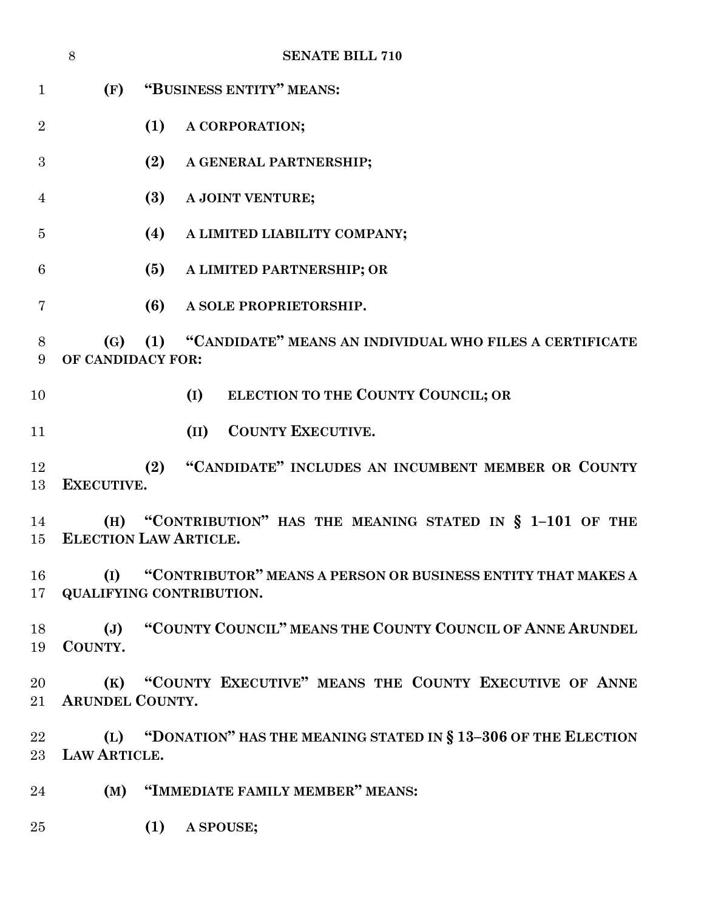**(F) "BUSINESS ENTITY" MEANS:**

**(1) A CORPORATION;**

**(2) A GENERAL PARTNERSHIP;**

**(3) A JOINT VENTURE;**

**(4) A LIMITED LIABILITY COMPANY;**

**(5) A LIMITED PARTNERSHIP; OR**

**(6) A SOLE PROPRIETORSHIP.**

**(G) (1) "CANDIDATE" MEANS AN INDIVIDUAL WHO FILES A CERTIFICATE OF CANDIDACY FOR:**

**(I) ELECTION TO THE COUNTY COUNCIL; OR**

**(II) COUNTY EXECUTIVE.**

**(2) "CANDIDATE" INCLUDES AN INCUMBENT MEMBER OR COUNTY EXECUTIVE.**

**(H) "CONTRIBUTION" HAS THE MEANING STATED IN § 1–101 OF THE ELECTION LAW ARTICLE.**

**(I) "CONTRIBUTOR" MEANS A PERSON OR BUSINESS ENTITY THAT MAKES A QUALIFYING CONTRIBUTION.**

**(J) "COUNTY COUNCIL" MEANS THE COUNTY COUNCIL OF ANNE ARUNDEL COUNTY.**

**(K) "COUNTY EXECUTIVE" MEANS THE COUNTY EXECUTIVE OF ANNE ARUNDEL COUNTY.**

**(L) "DONATION" HAS THE MEANING STATED IN § 13–306 OF THE ELECTION LAW ARTICLE.**

**(M) "IMMEDIATE FAMILY MEMBER" MEANS:**

**(1) A SPOUSE;**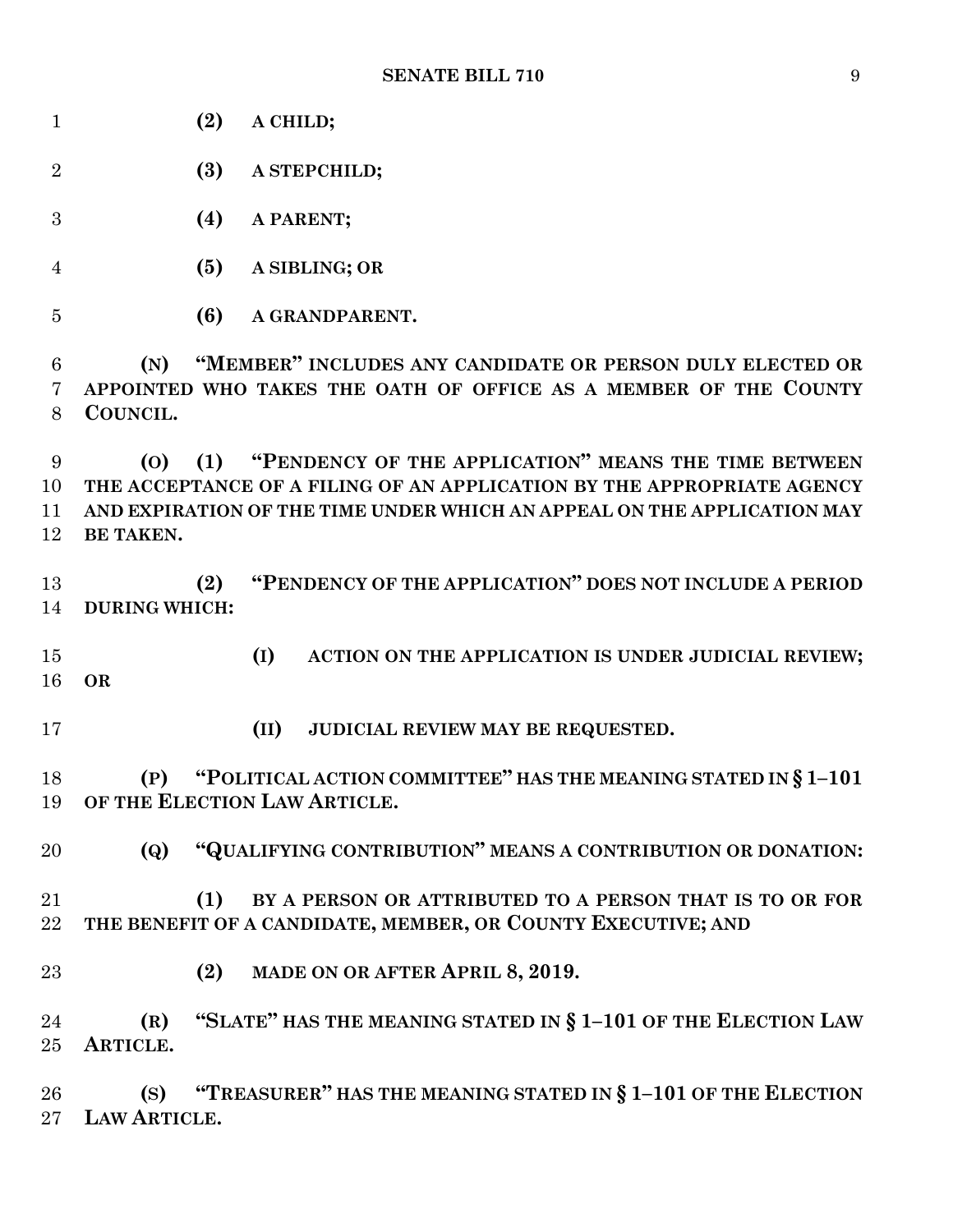**(2) A CHILD;**

**(3) A STEPCHILD;**

**(4) A PARENT;**

**(5) A SIBLING; OR**

**(6) A GRANDPARENT.**

**(N) "MEMBER" INCLUDES ANY CANDIDATE OR PERSON DULY ELECTED OR APPOINTED WHO TAKES THE OATH OF OFFICE AS A MEMBER OF THE COUNTY COUNCIL.**

**(O) (1) "PENDENCY OF THE APPLICATION" MEANS THE TIME BETWEEN THE ACCEPTANCE OF A FILING OF AN APPLICATION BY THE APPROPRIATE AGENCY AND EXPIRATION OF THE TIME UNDER WHICH AN APPEAL ON THE APPLICATION MAY BE TAKEN.**

**(2) "PENDENCY OF THE APPLICATION" DOES NOT INCLUDE A PERIOD DURING WHICH:**

**(I) ACTION ON THE APPLICATION IS UNDER JUDICIAL REVIEW; OR**

**(II) JUDICIAL REVIEW MAY BE REQUESTED.**

**(P) "POLITICAL ACTION COMMITTEE" HAS THE MEANING STATED IN § 1–101 OF THE ELECTION LAW ARTICLE.**

**(Q) "QUALIFYING CONTRIBUTION" MEANS A CONTRIBUTION OR DONATION:**

**(1) BY A PERSON OR ATTRIBUTED TO A PERSON THAT IS TO OR FOR THE BENEFIT OF A CANDIDATE, MEMBER, OR COUNTY EXECUTIVE; AND**

**(2) MADE ON OR AFTER APRIL 8, 2019.**

**(R) "SLATE" HAS THE MEANING STATED IN § 1–101 OF THE ELECTION LAW ARTICLE.**

**(S) "TREASURER" HAS THE MEANING STATED IN § 1–101 OF THE ELECTION LAW ARTICLE.**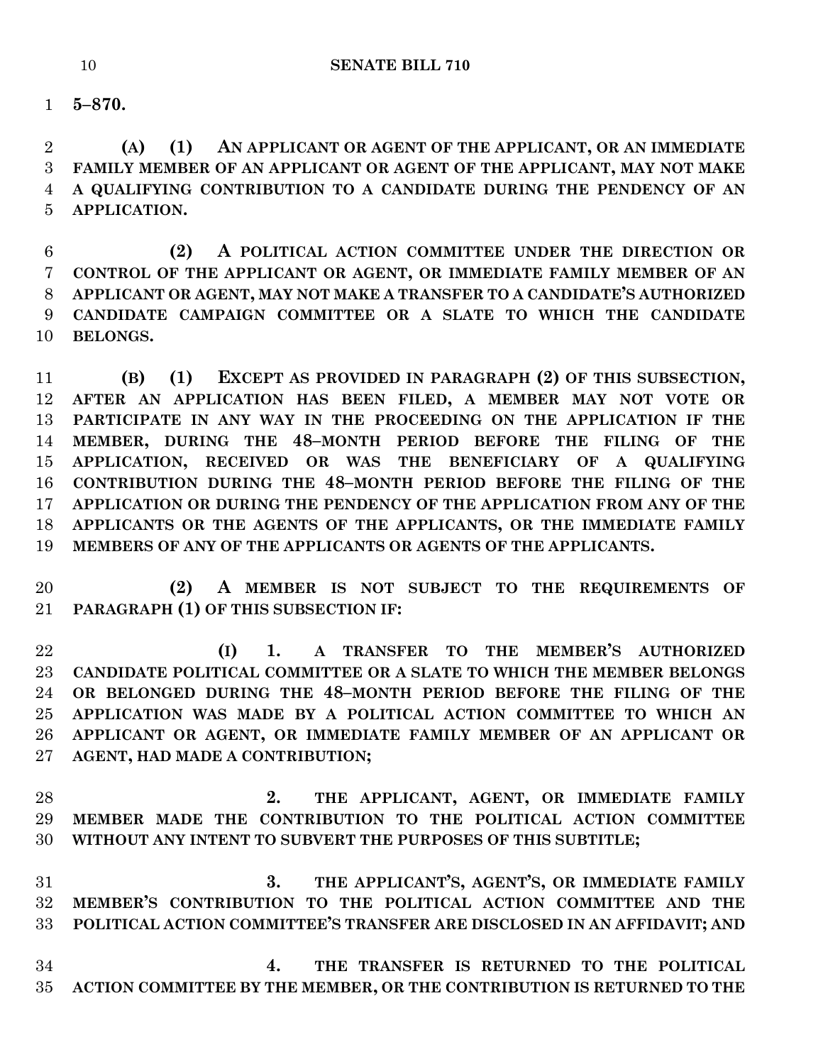**5–870.**

**(A) (1) AN APPLICANT OR AGENT OF THE APPLICANT, OR AN IMMEDIATE FAMILY MEMBER OF AN APPLICANT OR AGENT OF THE APPLICANT, MAY NOT MAKE A QUALIFYING CONTRIBUTION TO A CANDIDATE DURING THE PENDENCY OF AN APPLICATION.**

**(2) A POLITICAL ACTION COMMITTEE UNDER THE DIRECTION OR CONTROL OF THE APPLICANT OR AGENT, OR IMMEDIATE FAMILY MEMBER OF AN APPLICANT OR AGENT, MAY NOT MAKE A TRANSFER TO A CANDIDATE'S AUTHORIZED CANDIDATE CAMPAIGN COMMITTEE OR A SLATE TO WHICH THE CANDIDATE BELONGS.**

**(B) (1) EXCEPT AS PROVIDED IN PARAGRAPH (2) OF THIS SUBSECTION, AFTER AN APPLICATION HAS BEEN FILED, A MEMBER MAY NOT VOTE OR PARTICIPATE IN ANY WAY IN THE PROCEEDING ON THE APPLICATION IF THE MEMBER, DURING THE 48–MONTH PERIOD BEFORE THE FILING OF THE APPLICATION, RECEIVED OR WAS THE BENEFICIARY OF A QUALIFYING CONTRIBUTION DURING THE 48–MONTH PERIOD BEFORE THE FILING OF THE APPLICATION OR DURING THE PENDENCY OF THE APPLICATION FROM ANY OF THE APPLICANTS OR THE AGENTS OF THE APPLICANTS, OR THE IMMEDIATE FAMILY MEMBERS OF ANY OF THE APPLICANTS OR AGENTS OF THE APPLICANTS.**

**(2) A MEMBER IS NOT SUBJECT TO THE REQUIREMENTS OF PARAGRAPH (1) OF THIS SUBSECTION IF:**

**(I) 1. A TRANSFER TO THE MEMBER'S AUTHORIZED CANDIDATE POLITICAL COMMITTEE OR A SLATE TO WHICH THE MEMBER BELONGS OR BELONGED DURING THE 48–MONTH PERIOD BEFORE THE FILING OF THE APPLICATION WAS MADE BY A POLITICAL ACTION COMMITTEE TO WHICH AN APPLICANT OR AGENT, OR IMMEDIATE FAMILY MEMBER OF AN APPLICANT OR AGENT, HAD MADE A CONTRIBUTION;**

**2. THE APPLICANT, AGENT, OR IMMEDIATE FAMILY MEMBER MADE THE CONTRIBUTION TO THE POLITICAL ACTION COMMITTEE WITHOUT ANY INTENT TO SUBVERT THE PURPOSES OF THIS SUBTITLE;**

**3. THE APPLICANT'S, AGENT'S, OR IMMEDIATE FAMILY MEMBER'S CONTRIBUTION TO THE POLITICAL ACTION COMMITTEE AND THE POLITICAL ACTION COMMITTEE'S TRANSFER ARE DISCLOSED IN AN AFFIDAVIT; AND**

**4. THE TRANSFER IS RETURNED TO THE POLITICAL ACTION COMMITTEE BY THE MEMBER, OR THE CONTRIBUTION IS RETURNED TO THE**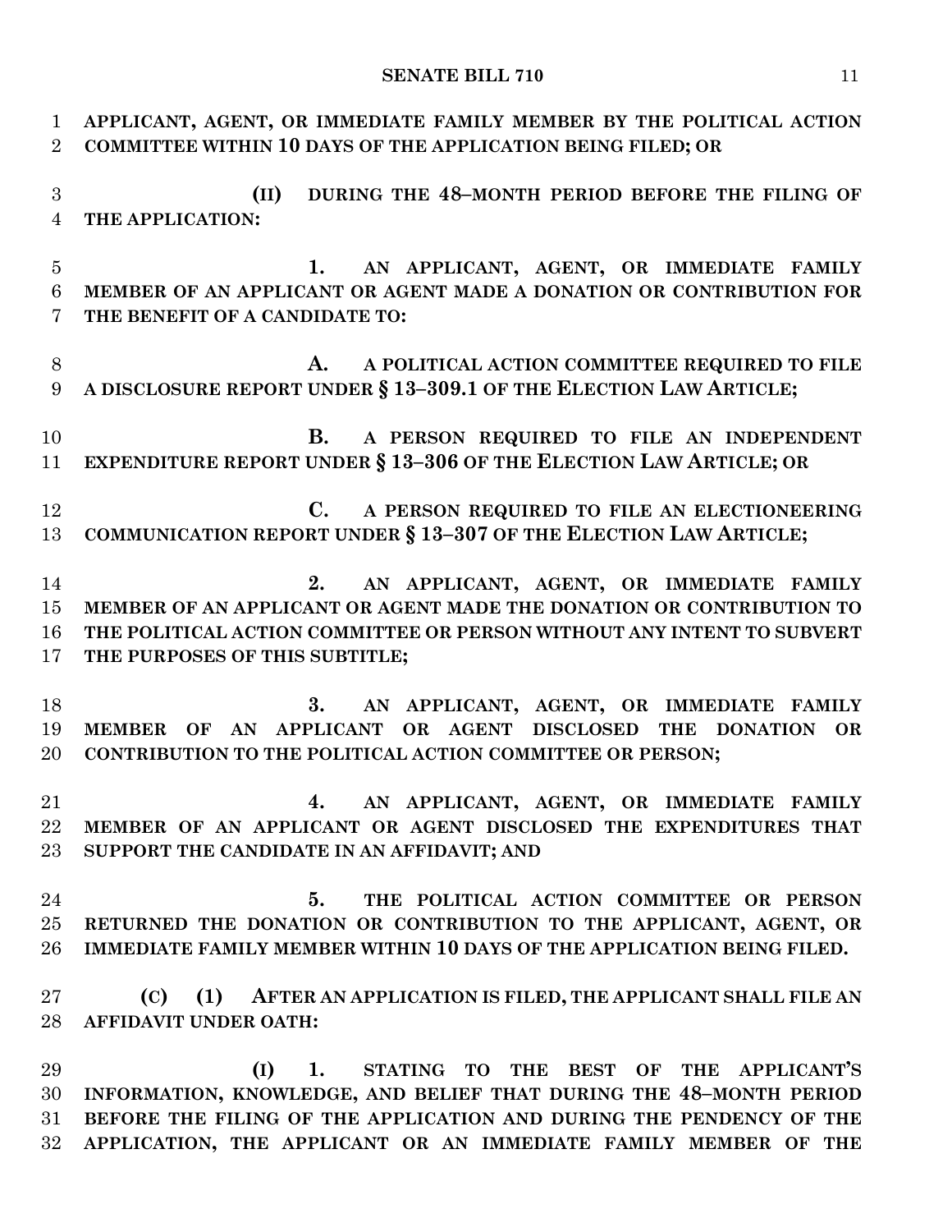**APPLICANT, AGENT, OR IMMEDIATE FAMILY MEMBER BY THE POLITICAL ACTION COMMITTEE WITHIN 10 DAYS OF THE APPLICATION BEING FILED; OR**

**(II) DURING THE 48–MONTH PERIOD BEFORE THE FILING OF THE APPLICATION:**

**1. AN APPLICANT, AGENT, OR IMMEDIATE FAMILY MEMBER OF AN APPLICANT OR AGENT MADE A DONATION OR CONTRIBUTION FOR THE BENEFIT OF A CANDIDATE TO:**

**A. A POLITICAL ACTION COMMITTEE REQUIRED TO FILE A DISCLOSURE REPORT UNDER § 13–309.1 OF THE ELECTION LAW ARTICLE;**

**B. A PERSON REQUIRED TO FILE AN INDEPENDENT EXPENDITURE REPORT UNDER § 13–306 OF THE ELECTION LAW ARTICLE; OR**

**C. A PERSON REQUIRED TO FILE AN ELECTIONEERING COMMUNICATION REPORT UNDER § 13–307 OF THE ELECTION LAW ARTICLE;**

**2. AN APPLICANT, AGENT, OR IMMEDIATE FAMILY MEMBER OF AN APPLICANT OR AGENT MADE THE DONATION OR CONTRIBUTION TO THE POLITICAL ACTION COMMITTEE OR PERSON WITHOUT ANY INTENT TO SUBVERT THE PURPOSES OF THIS SUBTITLE;**

**3. AN APPLICANT, AGENT, OR IMMEDIATE FAMILY MEMBER OF AN APPLICANT OR AGENT DISCLOSED THE DONATION OR CONTRIBUTION TO THE POLITICAL ACTION COMMITTEE OR PERSON;**

**4. AN APPLICANT, AGENT, OR IMMEDIATE FAMILY MEMBER OF AN APPLICANT OR AGENT DISCLOSED THE EXPENDITURES THAT SUPPORT THE CANDIDATE IN AN AFFIDAVIT; AND**

**5. THE POLITICAL ACTION COMMITTEE OR PERSON RETURNED THE DONATION OR CONTRIBUTION TO THE APPLICANT, AGENT, OR IMMEDIATE FAMILY MEMBER WITHIN 10 DAYS OF THE APPLICATION BEING FILED.**

**(C) (1) AFTER AN APPLICATION IS FILED, THE APPLICANT SHALL FILE AN AFFIDAVIT UNDER OATH:**

**(I) 1. STATING TO THE BEST OF THE APPLICANT'S INFORMATION, KNOWLEDGE, AND BELIEF THAT DURING THE 48–MONTH PERIOD BEFORE THE FILING OF THE APPLICATION AND DURING THE PENDENCY OF THE APPLICATION, THE APPLICANT OR AN IMMEDIATE FAMILY MEMBER OF THE**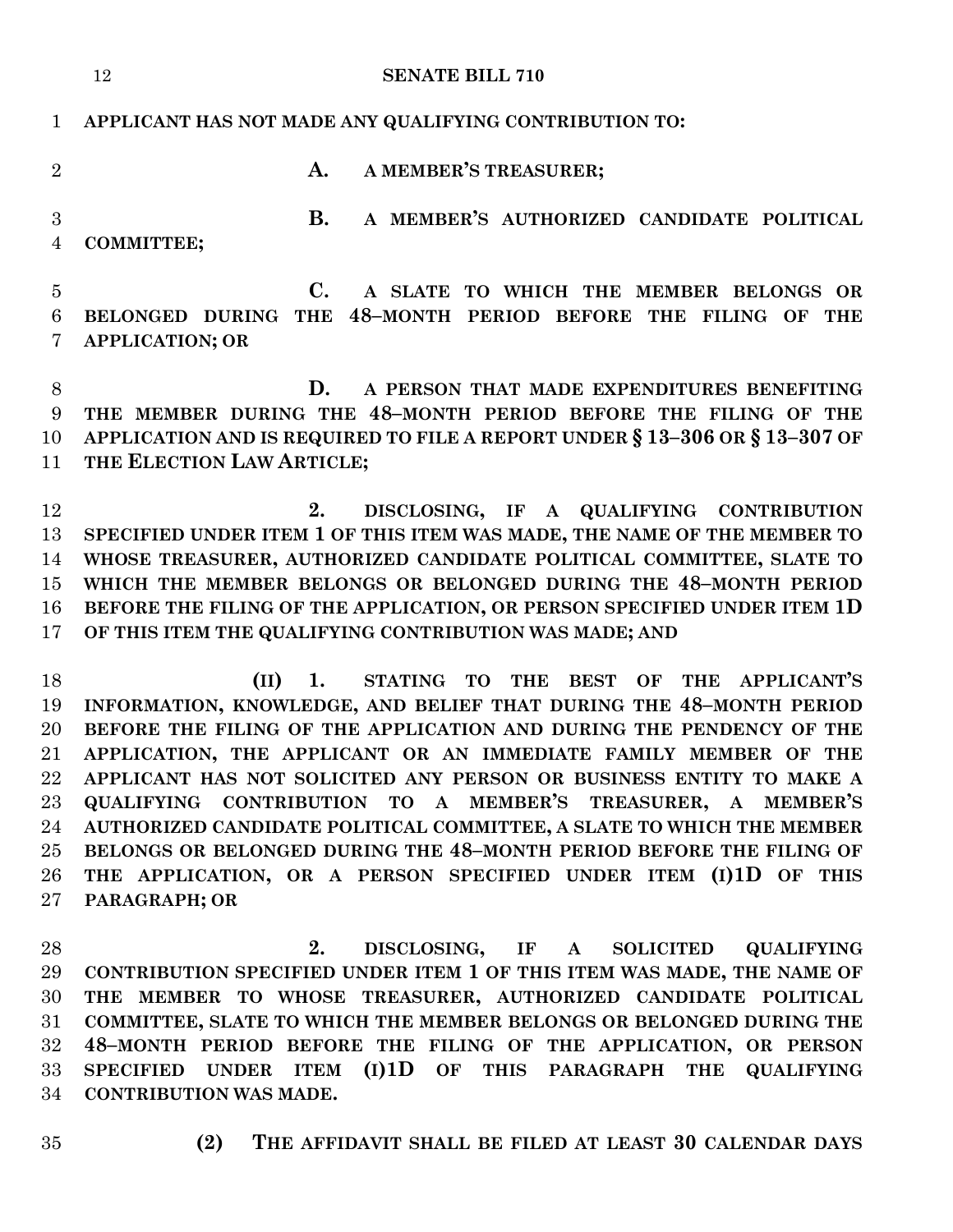**APPLICANT HAS NOT MADE ANY QUALIFYING CONTRIBUTION TO:**

**A. A MEMBER'S TREASURER;**

**B. A MEMBER'S AUTHORIZED CANDIDATE POLITICAL COMMITTEE;**

**C. A SLATE TO WHICH THE MEMBER BELONGS OR BELONGED DURING THE 48–MONTH PERIOD BEFORE THE FILING OF THE APPLICATION; OR**

**D. A PERSON THAT MADE EXPENDITURES BENEFITING THE MEMBER DURING THE 48–MONTH PERIOD BEFORE THE FILING OF THE APPLICATION AND IS REQUIRED TO FILE A REPORT UNDER § 13–306 OR § 13–307 OF THE ELECTION LAW ARTICLE;**

**2. DISCLOSING, IF A QUALIFYING CONTRIBUTION SPECIFIED UNDER ITEM 1 OF THIS ITEM WAS MADE, THE NAME OF THE MEMBER TO WHOSE TREASURER, AUTHORIZED CANDIDATE POLITICAL COMMITTEE, SLATE TO WHICH THE MEMBER BELONGS OR BELONGED DURING THE 48–MONTH PERIOD BEFORE THE FILING OF THE APPLICATION, OR PERSON SPECIFIED UNDER ITEM 1D OF THIS ITEM THE QUALIFYING CONTRIBUTION WAS MADE; AND**

**(II) 1. STATING TO THE BEST OF THE APPLICANT'S INFORMATION, KNOWLEDGE, AND BELIEF THAT DURING THE 48–MONTH PERIOD BEFORE THE FILING OF THE APPLICATION AND DURING THE PENDENCY OF THE APPLICATION, THE APPLICANT OR AN IMMEDIATE FAMILY MEMBER OF THE APPLICANT HAS NOT SOLICITED ANY PERSON OR BUSINESS ENTITY TO MAKE A QUALIFYING CONTRIBUTION TO A MEMBER'S TREASURER, A MEMBER'S AUTHORIZED CANDIDATE POLITICAL COMMITTEE, A SLATE TO WHICH THE MEMBER BELONGS OR BELONGED DURING THE 48–MONTH PERIOD BEFORE THE FILING OF THE APPLICATION, OR A PERSON SPECIFIED UNDER ITEM (I)1D OF THIS PARAGRAPH; OR**

**2. DISCLOSING, IF A SOLICITED QUALIFYING CONTRIBUTION SPECIFIED UNDER ITEM 1 OF THIS ITEM WAS MADE, THE NAME OF THE MEMBER TO WHOSE TREASURER, AUTHORIZED CANDIDATE POLITICAL COMMITTEE, SLATE TO WHICH THE MEMBER BELONGS OR BELONGED DURING THE 48–MONTH PERIOD BEFORE THE FILING OF THE APPLICATION, OR PERSON SPECIFIED UNDER ITEM (I)1D OF THIS PARAGRAPH THE QUALIFYING CONTRIBUTION WAS MADE.**

**(2) THE AFFIDAVIT SHALL BE FILED AT LEAST 30 CALENDAR DAYS**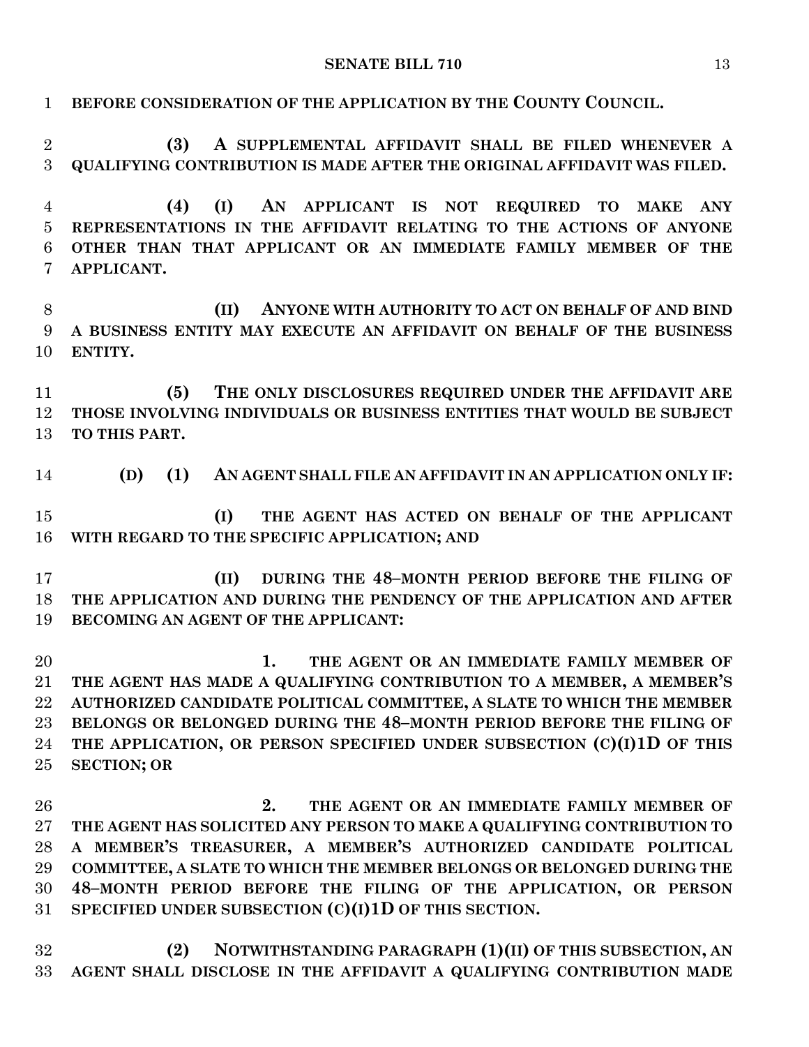**BEFORE CONSIDERATION OF THE APPLICATION BY THE COUNTY COUNCIL.**

**(3) A SUPPLEMENTAL AFFIDAVIT SHALL BE FILED WHENEVER A QUALIFYING CONTRIBUTION IS MADE AFTER THE ORIGINAL AFFIDAVIT WAS FILED.**

**(4) (I) AN APPLICANT IS NOT REQUIRED TO MAKE ANY REPRESENTATIONS IN THE AFFIDAVIT RELATING TO THE ACTIONS OF ANYONE OTHER THAN THAT APPLICANT OR AN IMMEDIATE FAMILY MEMBER OF THE APPLICANT.**

**(II) ANYONE WITH AUTHORITY TO ACT ON BEHALF OF AND BIND A BUSINESS ENTITY MAY EXECUTE AN AFFIDAVIT ON BEHALF OF THE BUSINESS ENTITY.**

**(5) THE ONLY DISCLOSURES REQUIRED UNDER THE AFFIDAVIT ARE THOSE INVOLVING INDIVIDUALS OR BUSINESS ENTITIES THAT WOULD BE SUBJECT TO THIS PART.**

**(D) (1) AN AGENT SHALL FILE AN AFFIDAVIT IN AN APPLICATION ONLY IF:**

**(I) THE AGENT HAS ACTED ON BEHALF OF THE APPLICANT WITH REGARD TO THE SPECIFIC APPLICATION; AND**

**(II) DURING THE 48–MONTH PERIOD BEFORE THE FILING OF THE APPLICATION AND DURING THE PENDENCY OF THE APPLICATION AND AFTER BECOMING AN AGENT OF THE APPLICANT:**

**1. THE AGENT OR AN IMMEDIATE FAMILY MEMBER OF THE AGENT HAS MADE A QUALIFYING CONTRIBUTION TO A MEMBER, A MEMBER'S AUTHORIZED CANDIDATE POLITICAL COMMITTEE, A SLATE TO WHICH THE MEMBER BELONGS OR BELONGED DURING THE 48–MONTH PERIOD BEFORE THE FILING OF THE APPLICATION, OR PERSON SPECIFIED UNDER SUBSECTION (C)(I)1D OF THIS SECTION; OR**

**2. THE AGENT OR AN IMMEDIATE FAMILY MEMBER OF THE AGENT HAS SOLICITED ANY PERSON TO MAKE A QUALIFYING CONTRIBUTION TO A MEMBER'S TREASURER, A MEMBER'S AUTHORIZED CANDIDATE POLITICAL COMMITTEE, A SLATE TO WHICH THE MEMBER BELONGS OR BELONGED DURING THE 48–MONTH PERIOD BEFORE THE FILING OF THE APPLICATION, OR PERSON SPECIFIED UNDER SUBSECTION (C)(I)1D OF THIS SECTION.**

**(2) NOTWITHSTANDING PARAGRAPH (1)(II) OF THIS SUBSECTION, AN AGENT SHALL DISCLOSE IN THE AFFIDAVIT A QUALIFYING CONTRIBUTION MADE**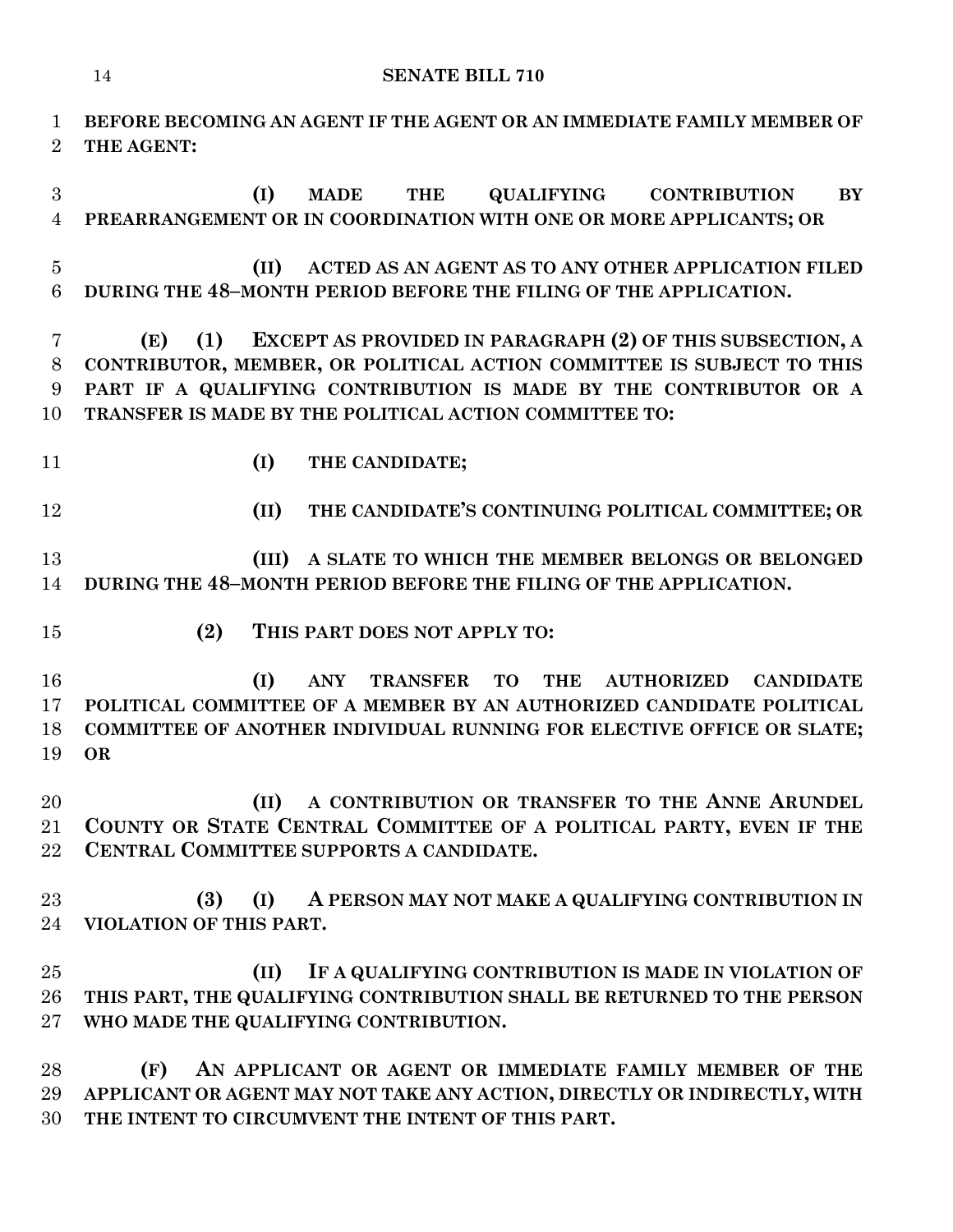**BEFORE BECOMING AN AGENT IF THE AGENT OR AN IMMEDIATE FAMILY MEMBER OF THE AGENT:**

**(I) MADE THE QUALIFYING CONTRIBUTION BY PREARRANGEMENT OR IN COORDINATION WITH ONE OR MORE APPLICANTS; OR**

**(II) ACTED AS AN AGENT AS TO ANY OTHER APPLICATION FILED DURING THE 48–MONTH PERIOD BEFORE THE FILING OF THE APPLICATION.**

**(E) (1) EXCEPT AS PROVIDED IN PARAGRAPH (2) OF THIS SUBSECTION, A CONTRIBUTOR, MEMBER, OR POLITICAL ACTION COMMITTEE IS SUBJECT TO THIS PART IF A QUALIFYING CONTRIBUTION IS MADE BY THE CONTRIBUTOR OR A TRANSFER IS MADE BY THE POLITICAL ACTION COMMITTEE TO:**

**(I) THE CANDIDATE;**

**(II) THE CANDIDATE'S CONTINUING POLITICAL COMMITTEE; OR**

**(III) A SLATE TO WHICH THE MEMBER BELONGS OR BELONGED DURING THE 48–MONTH PERIOD BEFORE THE FILING OF THE APPLICATION.**

**(2) THIS PART DOES NOT APPLY TO:**

**(I) ANY TRANSFER TO THE AUTHORIZED CANDIDATE POLITICAL COMMITTEE OF A MEMBER BY AN AUTHORIZED CANDIDATE POLITICAL COMMITTEE OF ANOTHER INDIVIDUAL RUNNING FOR ELECTIVE OFFICE OR SLATE; OR**

**(II) A CONTRIBUTION OR TRANSFER TO THE ANNE ARUNDEL COUNTY OR STATE CENTRAL COMMITTEE OF A POLITICAL PARTY, EVEN IF THE CENTRAL COMMITTEE SUPPORTS A CANDIDATE.**

**(3) (I) A PERSON MAY NOT MAKE A QUALIFYING CONTRIBUTION IN VIOLATION OF THIS PART.**

**(II) IF A QUALIFYING CONTRIBUTION IS MADE IN VIOLATION OF THIS PART, THE QUALIFYING CONTRIBUTION SHALL BE RETURNED TO THE PERSON WHO MADE THE QUALIFYING CONTRIBUTION.**

**(F) AN APPLICANT OR AGENT OR IMMEDIATE FAMILY MEMBER OF THE APPLICANT OR AGENT MAY NOT TAKE ANY ACTION, DIRECTLY OR INDIRECTLY, WITH THE INTENT TO CIRCUMVENT THE INTENT OF THIS PART.**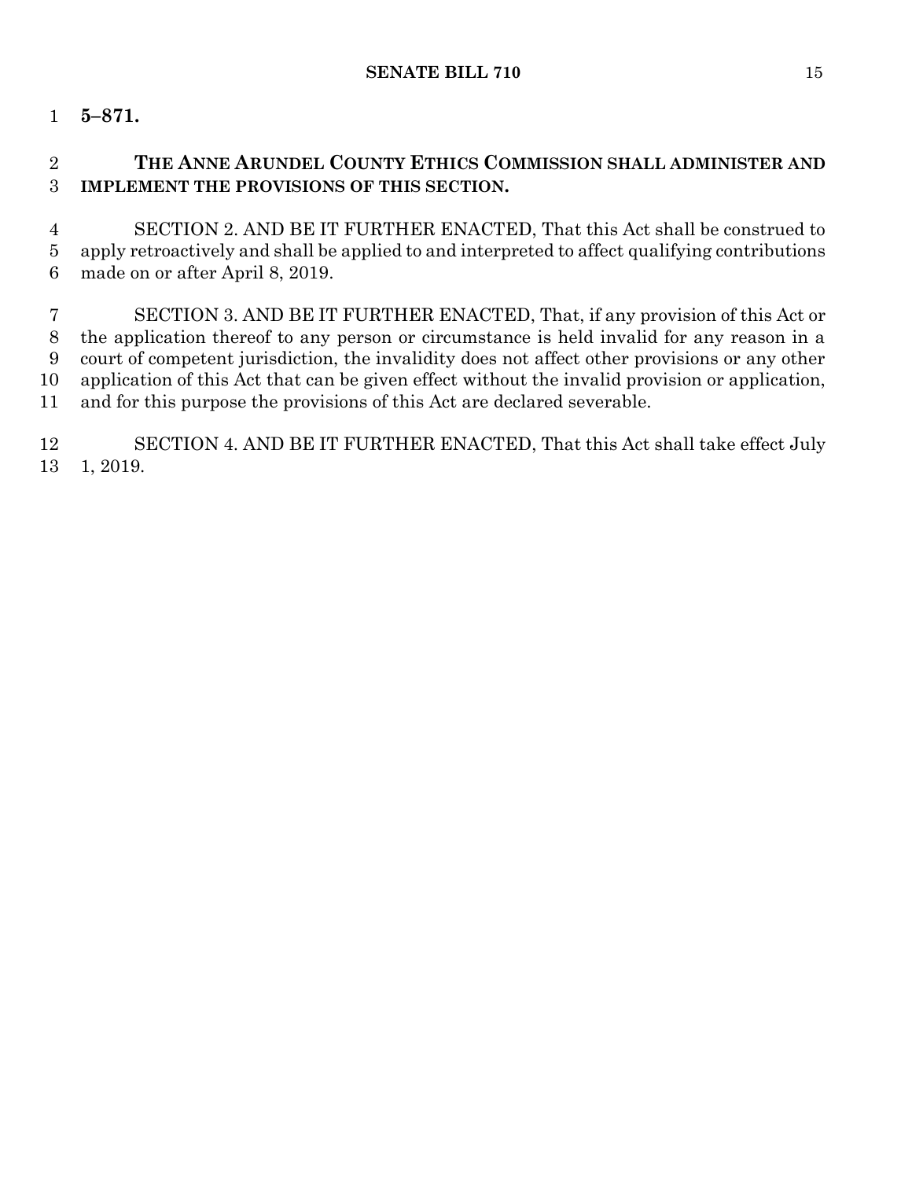**5–871.**

**THE ANNE ARUNDEL COUNTY ETHICS COMMISSION SHALL ADMINISTER AND IMPLEMENT THE PROVISIONS OF THIS SECTION.**

SECTION 2. AND BE IT FURTHER ENACTED, That this Act shall be construed to apply retroactively and shall be applied to and interpreted to affect qualifying contributions made on or after April 8, 2019.

SECTION 3. AND BE IT FURTHER ENACTED, That, if any provision of this Act or the application thereof to any person or circumstance is held invalid for any reason in a court of competent jurisdiction, the invalidity does not affect other provisions or any other application of this Act that can be given effect without the invalid provision or application, and for this purpose the provisions of this Act are declared severable.

SECTION 4. AND BE IT FURTHER ENACTED, That this Act shall take effect July 1, 2019.